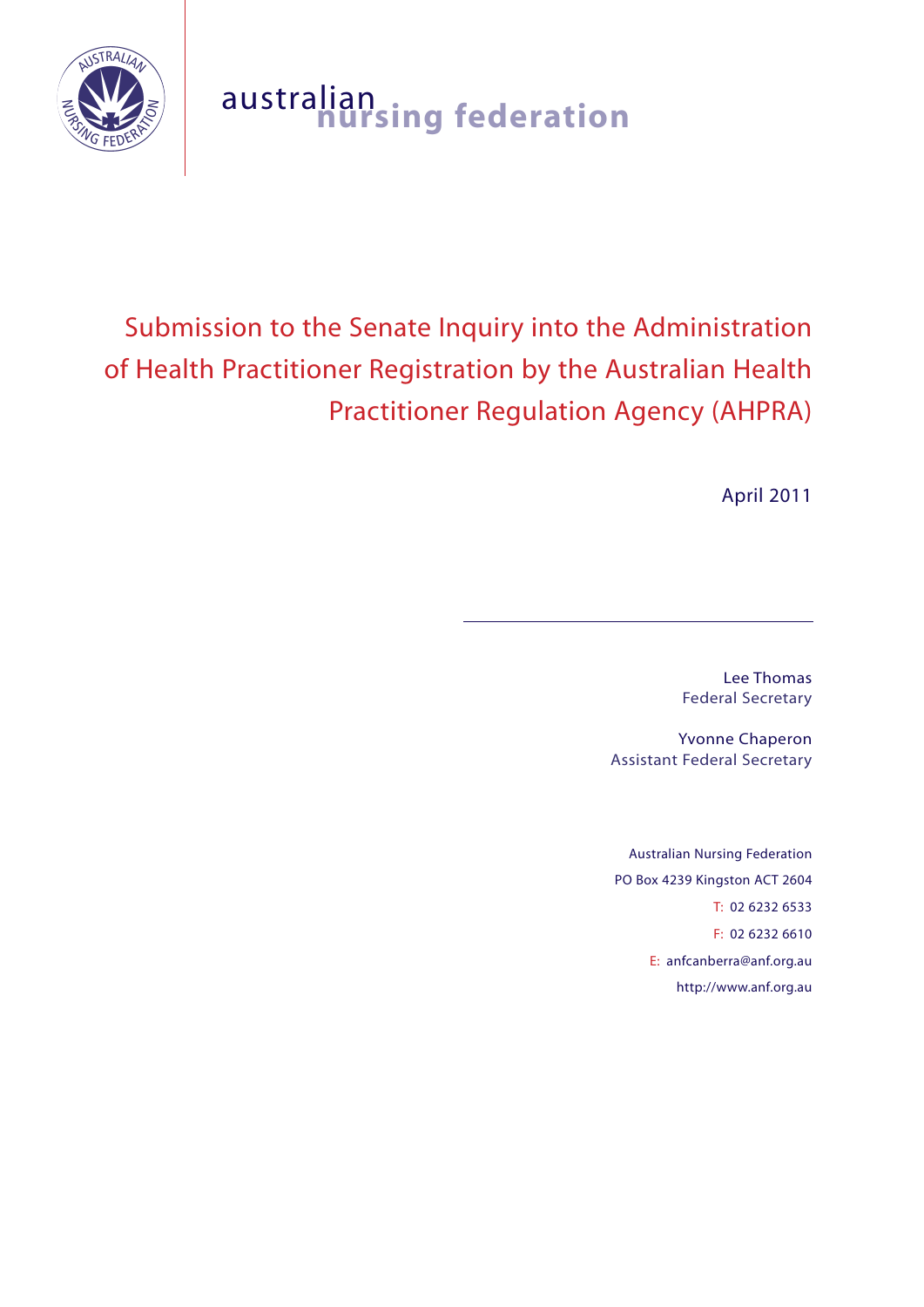australian nursing federation

# Submission to the Senate Inquiry into the Administration of Health Practitioner Registration by the Australian Health Practitioner Regulation Agency (AHPRA)

April 2011

---

Lee Thomas
Federal Secretary

Yvonne Chaperon
Assistant Federal Secretary

Australian Nursing Federation
PO Box 4239 Kingston ACT 2604
T: 02 6232 6533
F: 02 6232 6610
E: anfcanberra@anf.org.au
http://www.anf.org.au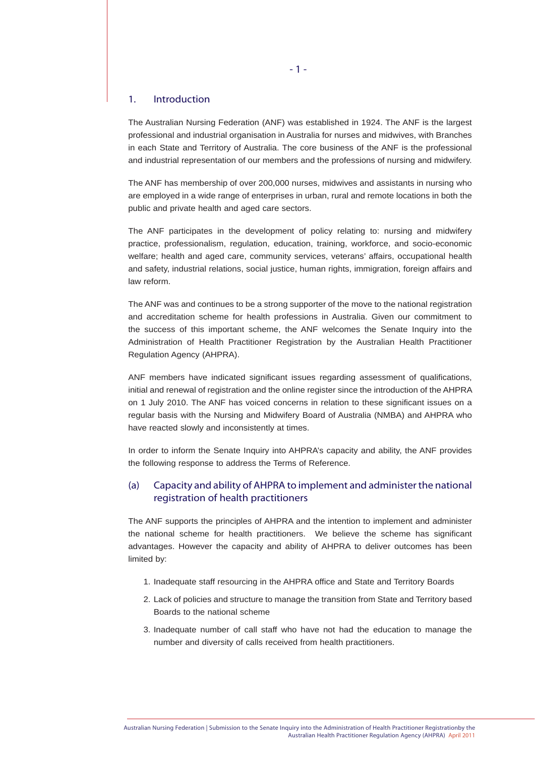## 1. Introduction

The Australian Nursing Federation (ANF) was established in 1924. The ANF is the largest professional and industrial organisation in Australia for nurses and midwives, with Branches in each State and Territory of Australia. The core business of the ANF is the professional and industrial representation of our members and the professions of nursing and midwifery.

The ANF has membership of over 200,000 nurses, midwives and assistants in nursing who are employed in a wide range of enterprises in urban, rural and remote locations in both the public and private health and aged care sectors.

The ANF participates in the development of policy relating to: nursing and midwifery practice, professionalism, regulation, education, training, workforce, and socio-economic welfare; health and aged care, community services, veterans' affairs, occupational health and safety, industrial relations, social justice, human rights, immigration, foreign affairs and law reform.

The ANF was and continues to be a strong supporter of the move to the national registration and accreditation scheme for health professions in Australia. Given our commitment to the success of this important scheme, the ANF welcomes the Senate Inquiry into the Administration of Health Practitioner Registration by the Australian Health Practitioner Regulation Agency (AHPRA).

ANF members have indicated significant issues regarding assessment of qualifications, initial and renewal of registration and the online register since the introduction of the AHPRA on 1 July 2010. The ANF has voiced concerns in relation to these significant issues on a regular basis with the Nursing and Midwifery Board of Australia (NMBA) and AHPRA who have reacted slowly and inconsistently at times.

In order to inform the Senate Inquiry into AHPRA's capacity and ability, the ANF provides the following response to address the Terms of Reference.

### (a) Capacity and ability of AHPRA to implement and administer the national registration of health practitioners

The ANF supports the principles of AHPRA and the intention to implement and administer the national scheme for health practitioners. We believe the scheme has significant advantages. However the capacity and ability of AHPRA to deliver outcomes has been limited by:

1. Inadequate staff resourcing in the AHPRA office and State and Territory Boards
2. Lack of policies and structure to manage the transition from State and Territory based Boards to the national scheme
3. Inadequate number of call staff who have not had the education to manage the number and diversity of calls received from health practitioners.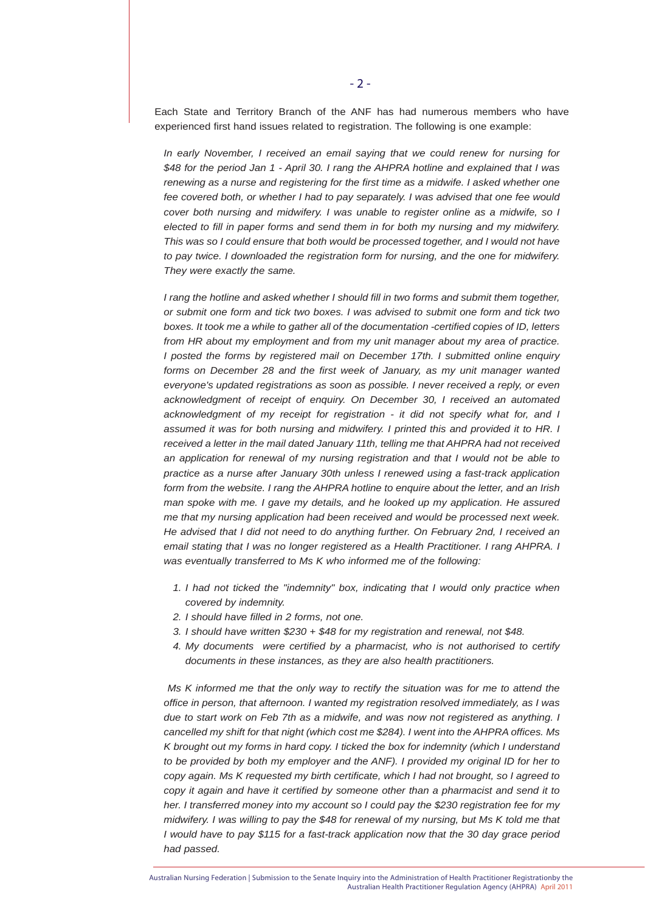Each State and Territory Branch of the ANF has had numerous members who have experienced first hand issues related to registration. The following is one example:

*In early November, I received an email saying that we could renew for nursing for $48 for the period Jan 1 - April 30. I rang the AHPRA hotline and explained that I was renewing as a nurse and registering for the first time as a midwife. I asked whether one fee covered both, or whether I had to pay separately. I was advised that one fee would cover both nursing and midwifery. I was unable to register online as a midwife, so I elected to fill in paper forms and send them in for both my nursing and my midwifery. This was so I could ensure that both would be processed together, and I would not have to pay twice. I downloaded the registration form for nursing, and the one for midwifery. They were exactly the same.*

*I rang the hotline and asked whether I should fill in two forms and submit them together, or submit one form and tick two boxes. I was advised to submit one form and tick two boxes. It took me a while to gather all of the documentation -certified copies of ID, letters from HR about my employment and from my unit manager about my area of practice. I posted the forms by registered mail on December 17th. I submitted online enquiry forms on December 28 and the first week of January, as my unit manager wanted everyone's updated registrations as soon as possible. I never received a reply, or even acknowledgment of receipt of enquiry. On December 30, I received an automated acknowledgment of my receipt for registration - it did not specify what for, and I assumed it was for both nursing and midwifery. I printed this and provided it to HR. I received a letter in the mail dated January 11th, telling me that AHPRA had not received an application for renewal of my nursing registration and that I would not be able to practice as a nurse after January 30th unless I renewed using a fast-track application form from the website. I rang the AHPRA hotline to enquire about the letter, and an Irish man spoke with me. I gave my details, and he looked up my application. He assured me that my nursing application had been received and would be processed next week. He advised that I did not need to do anything further. On February 2nd, I received an email stating that I was no longer registered as a Health Practitioner. I rang AHPRA. I was eventually transferred to Ms K who informed me of the following:*

1. *I had not ticked the "indemnity" box, indicating that I would only practice when covered by indemnity.*
2. *I should have filled in 2 forms, not one.*
3. *I should have written $230 + $48 for my registration and renewal, not $48.*
4. *My documents were certified by a pharmacist, who is not authorised to certify documents in these instances, as they are also health practitioners.*

*Ms K informed me that the only way to rectify the situation was for me to attend the office in person, that afternoon. I wanted my registration resolved immediately, as I was due to start work on Feb 7th as a midwife, and was now not registered as anything. I cancelled my shift for that night (which cost me $284). I went into the AHPRA offices. Ms K brought out my forms in hard copy. I ticked the box for indemnity (which I understand to be provided by both my employer and the ANF). I provided my original ID for her to copy again. Ms K requested my birth certificate, which I had not brought, so I agreed to copy it again and have it certified by someone other than a pharmacist and send it to her. I transferred money into my account so I could pay the $230 registration fee for my midwifery. I was willing to pay the $48 for renewal of my nursing, but Ms K told me that I would have to pay $115 for a fast-track application now that the 30 day grace period had passed.*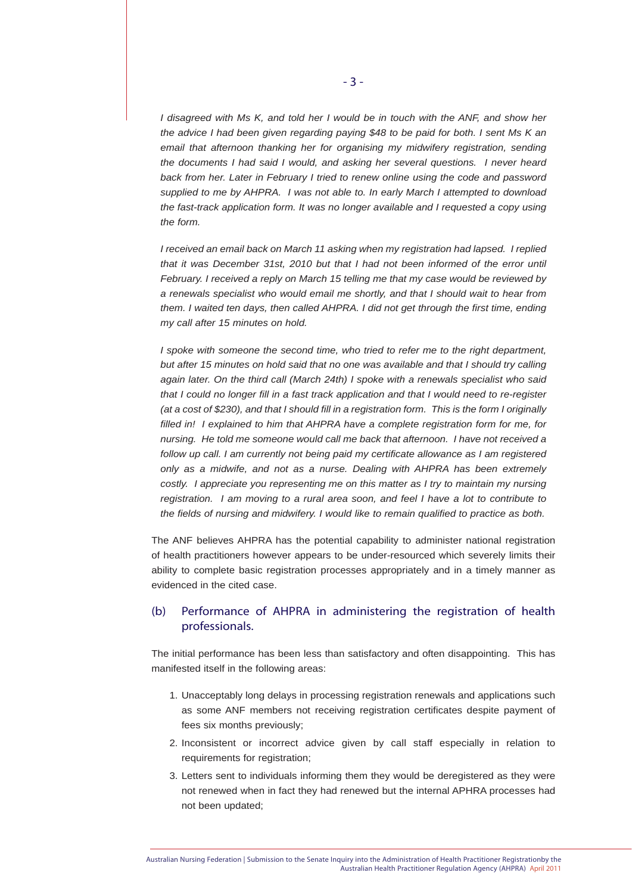*I disagreed with Ms K, and told her I would be in touch with the ANF, and show her the advice I had been given regarding paying $48 to be paid for both. I sent Ms K an email that afternoon thanking her for organising my midwifery registration, sending the documents I had said I would, and asking her several questions. I never heard back from her. Later in February I tried to renew online using the code and password supplied to me by AHPRA. I was not able to. In early March I attempted to download the fast-track application form. It was no longer available and I requested a copy using the form.*

*I received an email back on March 11 asking when my registration had lapsed. I replied that it was December 31st, 2010 but that I had not been informed of the error until February. I received a reply on March 15 telling me that my case would be reviewed by a renewals specialist who would email me shortly, and that I should wait to hear from them. I waited ten days, then called AHPRA. I did not get through the first time, ending my call after 15 minutes on hold.*

*I spoke with someone the second time, who tried to refer me to the right department, but after 15 minutes on hold said that no one was available and that I should try calling again later. On the third call (March 24th) I spoke with a renewals specialist who said that I could no longer fill in a fast track application and that I would need to re-register (at a cost of $230), and that I should fill in a registration form. This is the form I originally filled in! I explained to him that AHPRA have a complete registration form for me, for nursing. He told me someone would call me back that afternoon. I have not received a follow up call. I am currently not being paid my certificate allowance as I am registered only as a midwife, and not as a nurse. Dealing with AHPRA has been extremely costly. I appreciate you representing me on this matter as I try to maintain my nursing registration. I am moving to a rural area soon, and feel I have a lot to contribute to the fields of nursing and midwifery. I would like to remain qualified to practice as both.*

The ANF believes AHPRA has the potential capability to administer national registration of health practitioners however appears to be under-resourced which severely limits their ability to complete basic registration processes appropriately and in a timely manner as evidenced in the cited case.

## (b) Performance of AHPRA in administering the registration of health professionals.

The initial performance has been less than satisfactory and often disappointing. This has manifested itself in the following areas:

1. Unacceptably long delays in processing registration renewals and applications such as some ANF members not receiving registration certificates despite payment of fees six months previously;
2. Inconsistent or incorrect advice given by call staff especially in relation to requirements for registration;
3. Letters sent to individuals informing them they would be deregistered as they were not renewed when in fact they had renewed but the internal APHRA processes had not been updated;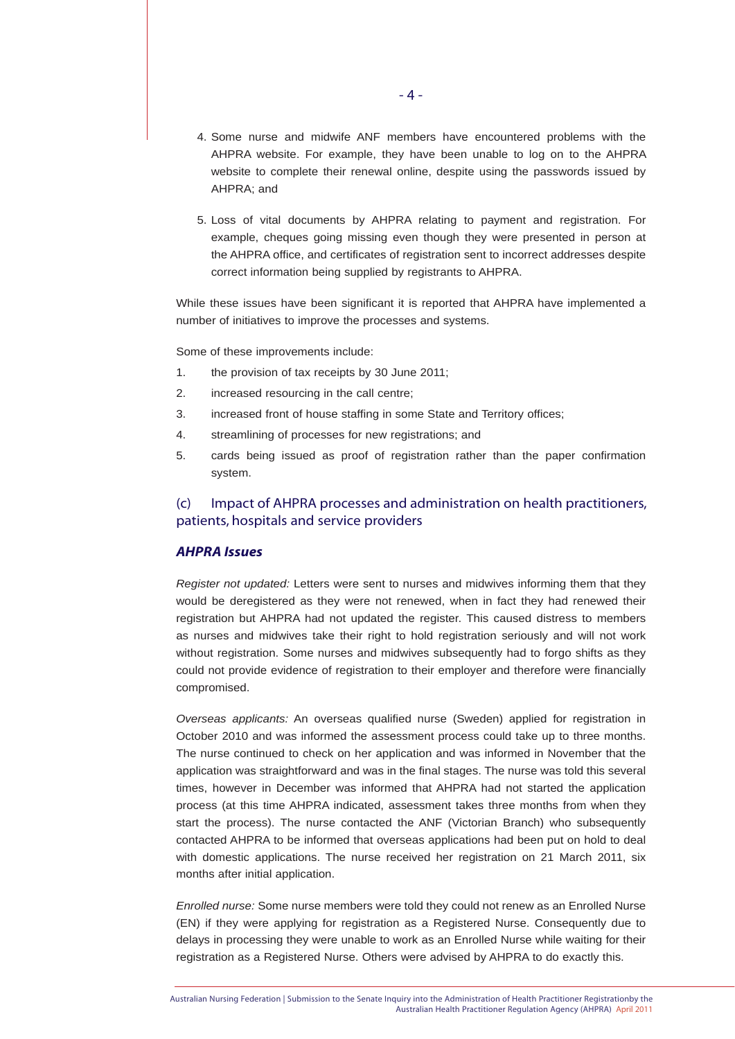4. Some nurse and midwife ANF members have encountered problems with the AHPRA website. For example, they have been unable to log on to the AHPRA website to complete their renewal online, despite using the passwords issued by AHPRA; and

5. Loss of vital documents by AHPRA relating to payment and registration. For example, cheques going missing even though they were presented in person at the AHPRA office, and certificates of registration sent to incorrect addresses despite correct information being supplied by registrants to AHPRA.

While these issues have been significant it is reported that AHPRA have implemented a number of initiatives to improve the processes and systems.

Some of these improvements include:

1. the provision of tax receipts by 30 June 2011;
2. increased resourcing in the call centre;
3. increased front of house staffing in some State and Territory offices;
4. streamlining of processes for new registrations; and
5. cards being issued as proof of registration rather than the paper confirmation system.

## (c) Impact of AHPRA processes and administration on health practitioners, patients, hospitals and service providers

### *AHPRA Issues*

*Register not updated:* Letters were sent to nurses and midwives informing them that they would be deregistered as they were not renewed, when in fact they had renewed their registration but AHPRA had not updated the register. This caused distress to members as nurses and midwives take their right to hold registration seriously and will not work without registration. Some nurses and midwives subsequently had to forgo shifts as they could not provide evidence of registration to their employer and therefore were financially compromised.

*Overseas applicants:* An overseas qualified nurse (Sweden) applied for registration in October 2010 and was informed the assessment process could take up to three months. The nurse continued to check on her application and was informed in November that the application was straightforward and was in the final stages. The nurse was told this several times, however in December was informed that AHPRA had not started the application process (at this time AHPRA indicated, assessment takes three months from when they start the process). The nurse contacted the ANF (Victorian Branch) who subsequently contacted AHPRA to be informed that overseas applications had been put on hold to deal with domestic applications. The nurse received her registration on 21 March 2011, six months after initial application.

*Enrolled nurse:* Some nurse members were told they could not renew as an Enrolled Nurse (EN) if they were applying for registration as a Registered Nurse. Consequently due to delays in processing they were unable to work as an Enrolled Nurse while waiting for their registration as a Registered Nurse. Others were advised by AHPRA to do exactly this.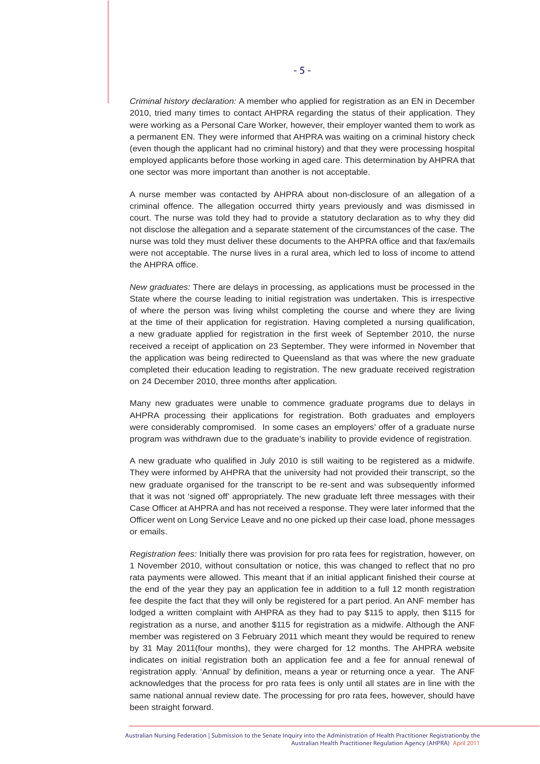*Criminal history declaration:* A member who applied for registration as an EN in December 2010, tried many times to contact AHPRA regarding the status of their application. They were working as a Personal Care Worker, however, their employer wanted them to work as a permanent EN. They were informed that AHPRA was waiting on a criminal history check (even though the applicant had no criminal history) and that they were processing hospital employed applicants before those working in aged care. This determination by AHPRA that one sector was more important than another is not acceptable.

A nurse member was contacted by AHPRA about non-disclosure of an allegation of a criminal offence. The allegation occurred thirty years previously and was dismissed in court. The nurse was told they had to provide a statutory declaration as to why they did not disclose the allegation and a separate statement of the circumstances of the case. The nurse was told they must deliver these documents to the AHPRA office and that fax/emails were not acceptable. The nurse lives in a rural area, which led to loss of income to attend the AHPRA office.

*New graduates:* There are delays in processing, as applications must be processed in the State where the course leading to initial registration was undertaken. This is irrespective of where the person was living whilst completing the course and where they are living at the time of their application for registration. Having completed a nursing qualification, a new graduate applied for registration in the first week of September 2010, the nurse received a receipt of application on 23 September. They were informed in November that the application was being redirected to Queensland as that was where the new graduate completed their education leading to registration. The new graduate received registration on 24 December 2010, three months after application.

Many new graduates were unable to commence graduate programs due to delays in AHPRA processing their applications for registration. Both graduates and employers were considerably compromised. In some cases an employers' offer of a graduate nurse program was withdrawn due to the graduate's inability to provide evidence of registration.

A new graduate who qualified in July 2010 is still waiting to be registered as a midwife. They were informed by AHPRA that the university had not provided their transcript, so the new graduate organised for the transcript to be re-sent and was subsequently informed that it was not 'signed off' appropriately. The new graduate left three messages with their Case Officer at AHPRA and has not received a response. They were later informed that the Officer went on Long Service Leave and no one picked up their case load, phone messages or emails.

*Registration fees:* Initially there was provision for pro rata fees for registration, however, on 1 November 2010, without consultation or notice, this was changed to reflect that no pro rata payments were allowed. This meant that if an initial applicant finished their course at the end of the year they pay an application fee in addition to a full 12 month registration fee despite the fact that they will only be registered for a part period. An ANF member has lodged a written complaint with AHPRA as they had to pay $115 to apply, then $115 for registration as a nurse, and another $115 for registration as a midwife. Although the ANF member was registered on 3 February 2011 which meant they would be required to renew by 31 May 2011(four months), they were charged for 12 months. The AHPRA website indicates on initial registration both an application fee and a fee for annual renewal of registration apply. 'Annual' by definition, means a year or returning once a year. The ANF acknowledges that the process for pro rata fees is only until all states are in line with the same national annual review date. The processing for pro rata fees, however, should have been straight forward.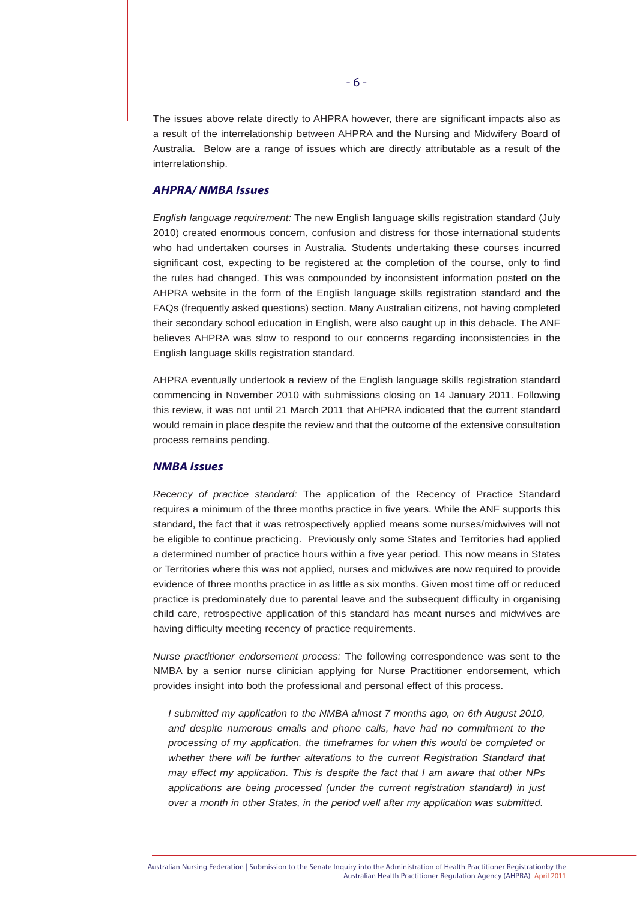The issues above relate directly to AHPRA however, there are significant impacts also as a result of the interrelationship between AHPRA and the Nursing and Midwifery Board of Australia. Below are a range of issues which are directly attributable as a result of the interrelationship.

### *AHPRA/ NMBA Issues*

*English language requirement:* The new English language skills registration standard (July 2010) created enormous concern, confusion and distress for those international students who had undertaken courses in Australia. Students undertaking these courses incurred significant cost, expecting to be registered at the completion of the course, only to find the rules had changed. This was compounded by inconsistent information posted on the AHPRA website in the form of the English language skills registration standard and the FAQs (frequently asked questions) section. Many Australian citizens, not having completed their secondary school education in English, were also caught up in this debacle. The ANF believes AHPRA was slow to respond to our concerns regarding inconsistencies in the English language skills registration standard.

AHPRA eventually undertook a review of the English language skills registration standard commencing in November 2010 with submissions closing on 14 January 2011. Following this review, it was not until 21 March 2011 that AHPRA indicated that the current standard would remain in place despite the review and that the outcome of the extensive consultation process remains pending.

### *NMBA Issues*

*Recency of practice standard:* The application of the Recency of Practice Standard requires a minimum of the three months practice in five years. While the ANF supports this standard, the fact that it was retrospectively applied means some nurses/midwives will not be eligible to continue practicing. Previously only some States and Territories had applied a determined number of practice hours within a five year period. This now means in States or Territories where this was not applied, nurses and midwives are now required to provide evidence of three months practice in as little as six months. Given most time off or reduced practice is predominately due to parental leave and the subsequent difficulty in organising child care, retrospective application of this standard has meant nurses and midwives are having difficulty meeting recency of practice requirements.

*Nurse practitioner endorsement process:* The following correspondence was sent to the NMBA by a senior nurse clinician applying for Nurse Practitioner endorsement, which provides insight into both the professional and personal effect of this process.

> *I submitted my application to the NMBA almost 7 months ago, on 6th August 2010, and despite numerous emails and phone calls, have had no commitment to the processing of my application, the timeframes for when this would be completed or whether there will be further alterations to the current Registration Standard that may effect my application. This is despite the fact that I am aware that other NPs applications are being processed (under the current registration standard) in just over a month in other States, in the period well after my application was submitted.*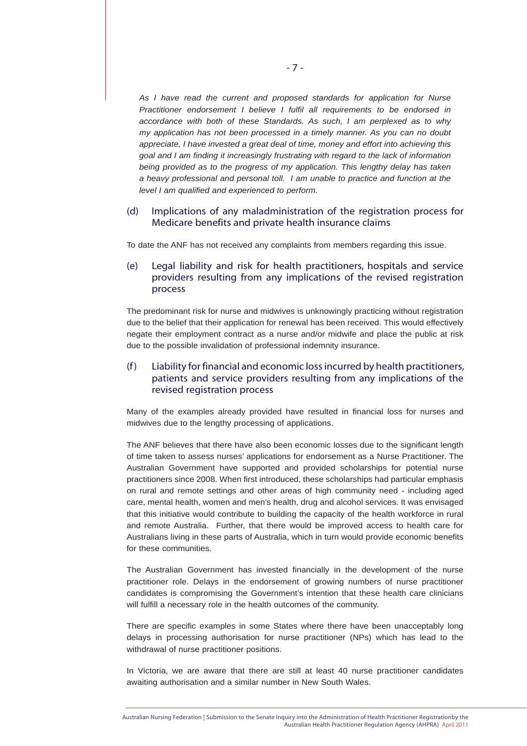*As I have read the current and proposed standards for application for Nurse Practitioner endorsement I believe I fulfil all requirements to be endorsed in accordance with both of these Standards. As such, I am perplexed as to why my application has not been processed in a timely manner. As you can no doubt appreciate, I have invested a great deal of time, money and effort into achieving this goal and I am finding it increasingly frustrating with regard to the lack of information being provided as to the progress of my application. This lengthy delay has taken a heavy professional and personal toll. I am unable to practice and function at the level I am qualified and experienced to perform.*

### (d) Implications of any maladministration of the registration process for Medicare benefits and private health insurance claims

To date the ANF has not received any complaints from members regarding this issue.

### (e) Legal liability and risk for health practitioners, hospitals and service providers resulting from any implications of the revised registration process

The predominant risk for nurse and midwives is unknowingly practicing without registration due to the belief that their application for renewal has been received. This would effectively negate their employment contract as a nurse and/or midwife and place the public at risk due to the possible invalidation of professional indemnity insurance.

### (f) Liability for financial and economic loss incurred by health practitioners, patients and service providers resulting from any implications of the revised registration process

Many of the examples already provided have resulted in financial loss for nurses and midwives due to the lengthy processing of applications.

The ANF believes that there have also been economic losses due to the significant length of time taken to assess nurses' applications for endorsement as a Nurse Practitioner. The Australian Government have supported and provided scholarships for potential nurse practitioners since 2008. When first introduced, these scholarships had particular emphasis on rural and remote settings and other areas of high community need - including aged care, mental health, women and men's health, drug and alcohol services. It was envisaged that this initiative would contribute to building the capacity of the health workforce in rural and remote Australia. Further, that there would be improved access to health care for Australians living in these parts of Australia, which in turn would provide economic benefits for these communities.

The Australian Government has invested financially in the development of the nurse practitioner role. Delays in the endorsement of growing numbers of nurse practitioner candidates is compromising the Government's intention that these health care clinicians will fulfill a necessary role in the health outcomes of the community.

There are specific examples in some States where there have been unacceptably long delays in processing authorisation for nurse practitioner (NPs) which has lead to the withdrawal of nurse practitioner positions.

In Victoria, we are aware that there are still at least 40 nurse practitioner candidates awaiting authorisation and a similar number in New South Wales.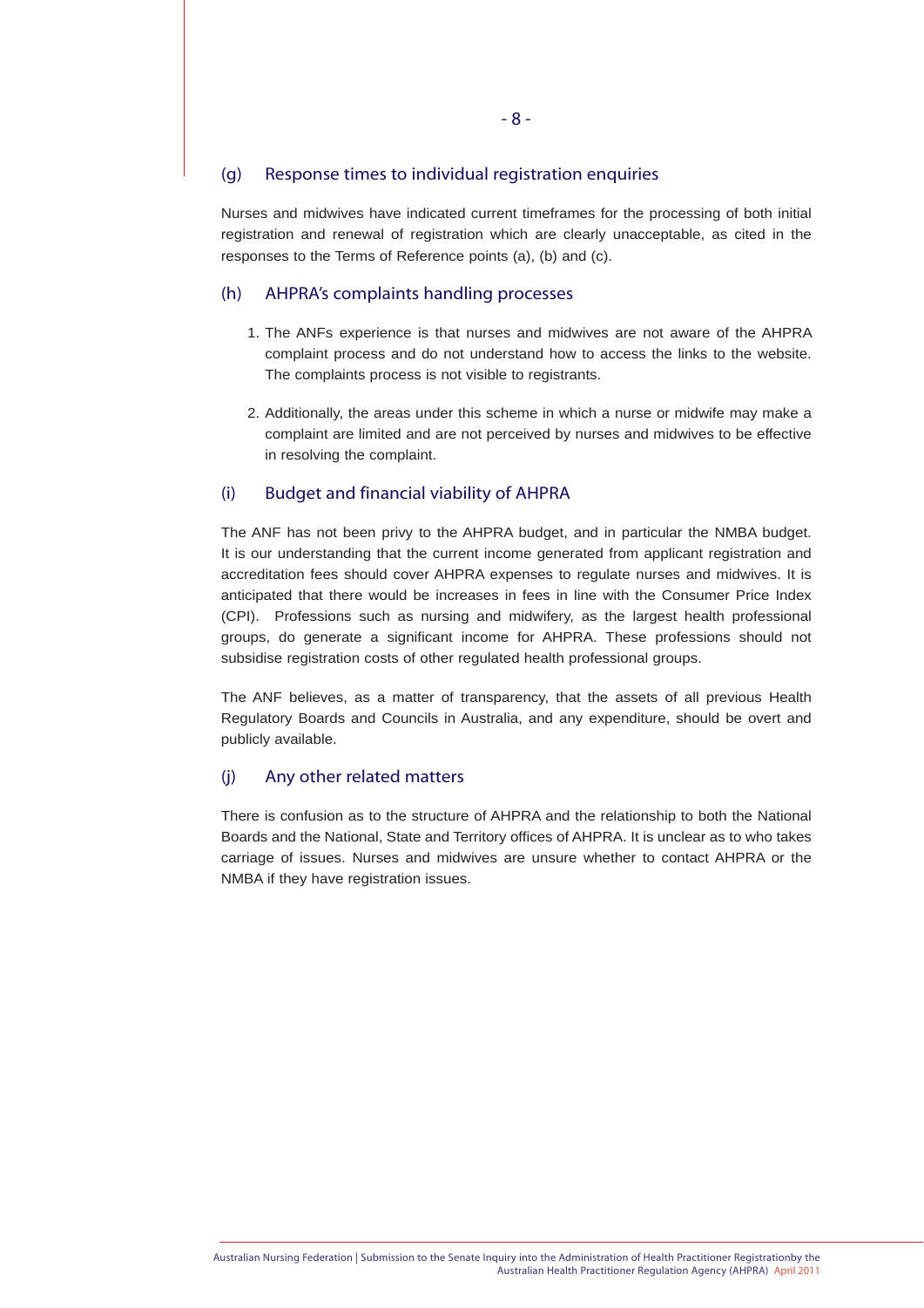## (g) Response times to individual registration enquiries

Nurses and midwives have indicated current timeframes for the processing of both initial registration and renewal of registration which are clearly unacceptable, as cited in the responses to the Terms of Reference points (a), (b) and (c).

## (h) AHPRA's complaints handling processes

1. The ANFs experience is that nurses and midwives are not aware of the AHPRA complaint process and do not understand how to access the links to the website. The complaints process is not visible to registrants.

2. Additionally, the areas under this scheme in which a nurse or midwife may make a complaint are limited and are not perceived by nurses and midwives to be effective in resolving the complaint.

## (i) Budget and financial viability of AHPRA

The ANF has not been privy to the AHPRA budget, and in particular the NMBA budget. It is our understanding that the current income generated from applicant registration and accreditation fees should cover AHPRA expenses to regulate nurses and midwives. It is anticipated that there would be increases in fees in line with the Consumer Price Index (CPI). Professions such as nursing and midwifery, as the largest health professional groups, do generate a significant income for AHPRA. These professions should not subsidise registration costs of other regulated health professional groups.

The ANF believes, as a matter of transparency, that the assets of all previous Health Regulatory Boards and Councils in Australia, and any expenditure, should be overt and publicly available.

## (j) Any other related matters

There is confusion as to the structure of AHPRA and the relationship to both the National Boards and the National, State and Territory offices of AHPRA. It is unclear as to who takes carriage of issues. Nurses and midwives are unsure whether to contact AHPRA or the NMBA if they have registration issues.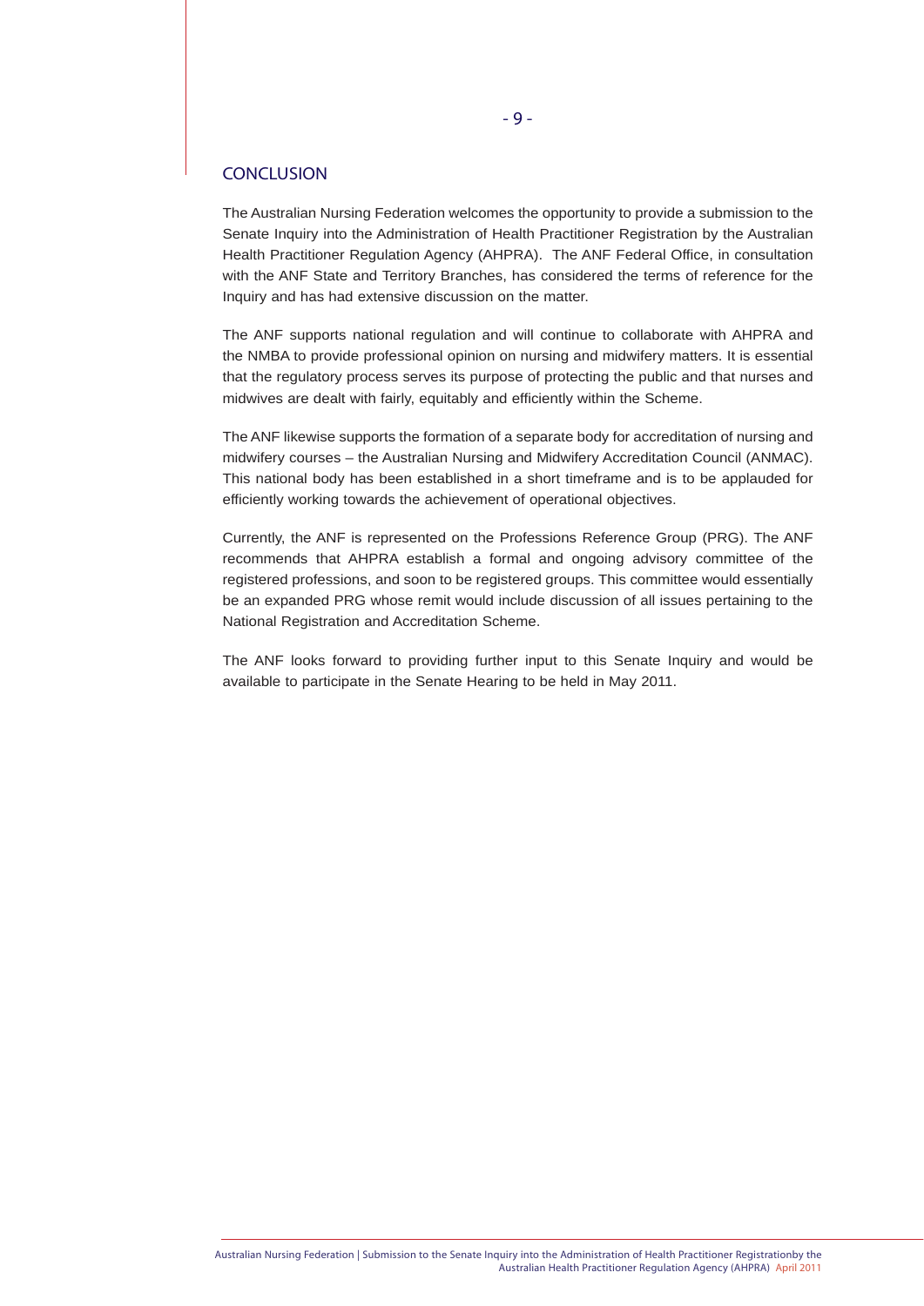## CONCLUSION

The Australian Nursing Federation welcomes the opportunity to provide a submission to the Senate Inquiry into the Administration of Health Practitioner Registration by the Australian Health Practitioner Regulation Agency (AHPRA). The ANF Federal Office, in consultation with the ANF State and Territory Branches, has considered the terms of reference for the Inquiry and has had extensive discussion on the matter.

The ANF supports national regulation and will continue to collaborate with AHPRA and the NMBA to provide professional opinion on nursing and midwifery matters. It is essential that the regulatory process serves its purpose of protecting the public and that nurses and midwives are dealt with fairly, equitably and efficiently within the Scheme.

The ANF likewise supports the formation of a separate body for accreditation of nursing and midwifery courses – the Australian Nursing and Midwifery Accreditation Council (ANMAC). This national body has been established in a short timeframe and is to be applauded for efficiently working towards the achievement of operational objectives.

Currently, the ANF is represented on the Professions Reference Group (PRG). The ANF recommends that AHPRA establish a formal and ongoing advisory committee of the registered professions, and soon to be registered groups. This committee would essentially be an expanded PRG whose remit would include discussion of all issues pertaining to the National Registration and Accreditation Scheme.

The ANF looks forward to providing further input to this Senate Inquiry and would be available to participate in the Senate Hearing to be held in May 2011.